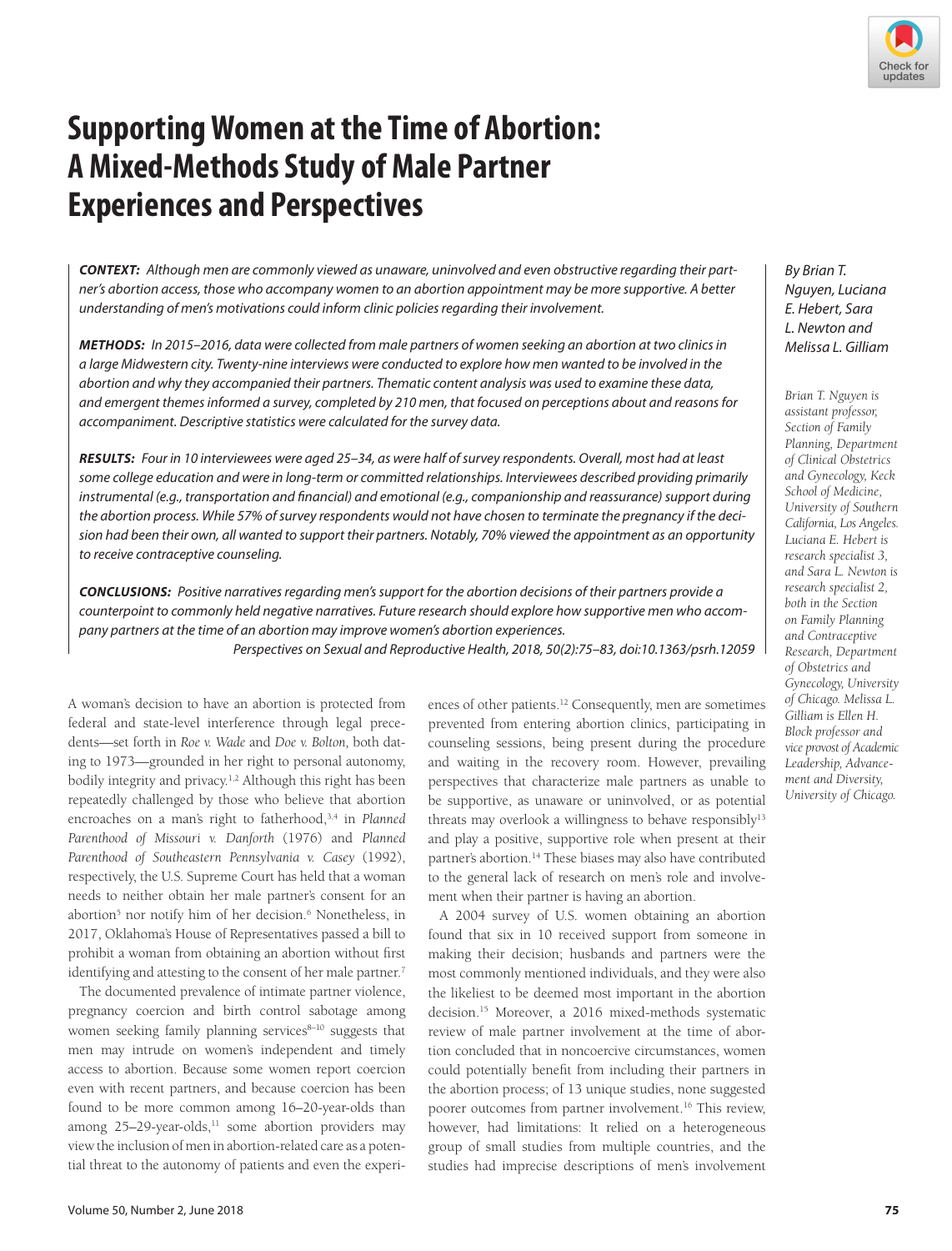# Supporting Women at the Time of Abortion: A Mixed-Methods Study of Male Partner Experiences and Perspectives

*By Brian T. Nguyen, Luciana E. Hebert, Sara L. Newton and Melissa L. Gilliam*

*Brian T. Nguyen is assistant professor, Section of Family Planning, Department of Clinical Obstetrics and Gynecology, Keck School of Medicine, University of Southern California, Los Angeles. Luciana E. Hebert is research specialist 3, and Sara L. Newton is research specialist 2, both in the Section on Family Planning and Contraceptive Research, Department of Obstetrics and Gynecology, University of Chicago. Melissa L. Gilliam is Ellen H. Block professor and vice provost of Academic Leadership, Advancement and Diversity, University of Chicago.*

***CONTEXT:*** *Although men are commonly viewed as unaware, uninvolved and even obstructive regarding their partner's abortion access, those who accompany women to an abortion appointment may be more supportive. A better understanding of men's motivations could inform clinic policies regarding their involvement.*

***METHODS:*** *In 2015–2016, data were collected from male partners of women seeking an abortion at two clinics in a large Midwestern city. Twenty-nine interviews were conducted to explore how men wanted to be involved in the abortion and why they accompanied their partners. Thematic content analysis was used to examine these data, and emergent themes informed a survey, completed by 210 men, that focused on perceptions about and reasons for accompaniment. Descriptive statistics were calculated for the survey data.*

***RESULTS:*** *Four in 10 interviewees were aged 25–34, as were half of survey respondents. Overall, most had at least some college education and were in long-term or committed relationships. Interviewees described providing primarily instrumental (e.g., transportation and financial) and emotional (e.g., companionship and reassurance) support during the abortion process. While 57% of survey respondents would not have chosen to terminate the pregnancy if the decision had been their own, all wanted to support their partners. Notably, 70% viewed the appointment as an opportunity to receive contraceptive counseling.*

***CONCLUSIONS:*** *Positive narratives regarding men's support for the abortion decisions of their partners provide a counterpoint to commonly held negative narratives. Future research should explore how supportive men who accompany partners at the time of an abortion may improve women's abortion experiences.*

*Perspectives on Sexual and Reproductive Health, 2018, 50(2):75–83, doi:10.1363/psrh.12059*

A woman's decision to have an abortion is protected from federal and state-level interference through legal precedents—set forth in *Roe v. Wade* and *Doe v. Bolton*, both dating to 1973—grounded in her right to personal autonomy, bodily integrity and privacy.[1,2] Although this right has been repeatedly challenged by those who believe that abortion encroaches on a man's right to fatherhood,[3,4] in *Planned Parenthood of Missouri v. Danforth* (1976) and *Planned Parenthood of Southeastern Pennsylvania v. Casey* (1992), respectively, the U.S. Supreme Court has held that a woman needs to neither obtain her male partner's consent for an abortion[5] nor notify him of her decision.[6] Nonetheless, in 2017, Oklahoma's House of Representatives passed a bill to prohibit a woman from obtaining an abortion without first identifying and attesting to the consent of her male partner.[7]

The documented prevalence of intimate partner violence, pregnancy coercion and birth control sabotage among women seeking family planning services[8–10] suggests that men may intrude on women's independent and timely access to abortion. Because some women report coercion even with recent partners, and because coercion has been found to be more common among 16–20-year-olds than among 25–29-year-olds,[11] some abortion providers may view the inclusion of men in abortion-related care as a potential threat to the autonomy of patients and even the experiences of other patients.[12] Consequently, men are sometimes prevented from entering abortion clinics, participating in counseling sessions, being present during the procedure and waiting in the recovery room. However, prevailing perspectives that characterize male partners as unable to be supportive, as unaware or uninvolved, or as potential threats may overlook a willingness to behave responsibly[13] and play a positive, supportive role when present at their partner's abortion.[14] These biases may also have contributed to the general lack of research on men's role and involvement when their partner is having an abortion.

A 2004 survey of U.S. women obtaining an abortion found that six in 10 received support from someone in making their decision; husbands and partners were the most commonly mentioned individuals, and they were also the likeliest to be deemed most important in the abortion decision.[15] Moreover, a 2016 mixed-methods systematic review of male partner involvement at the time of abortion concluded that in noncoercive circumstances, women could potentially benefit from including their partners in the abortion process; of 13 unique studies, none suggested poorer outcomes from partner involvement.[16] This review, however, had limitations: It relied on a heterogeneous group of small studies from multiple countries, and the studies had imprecise descriptions of men's involvement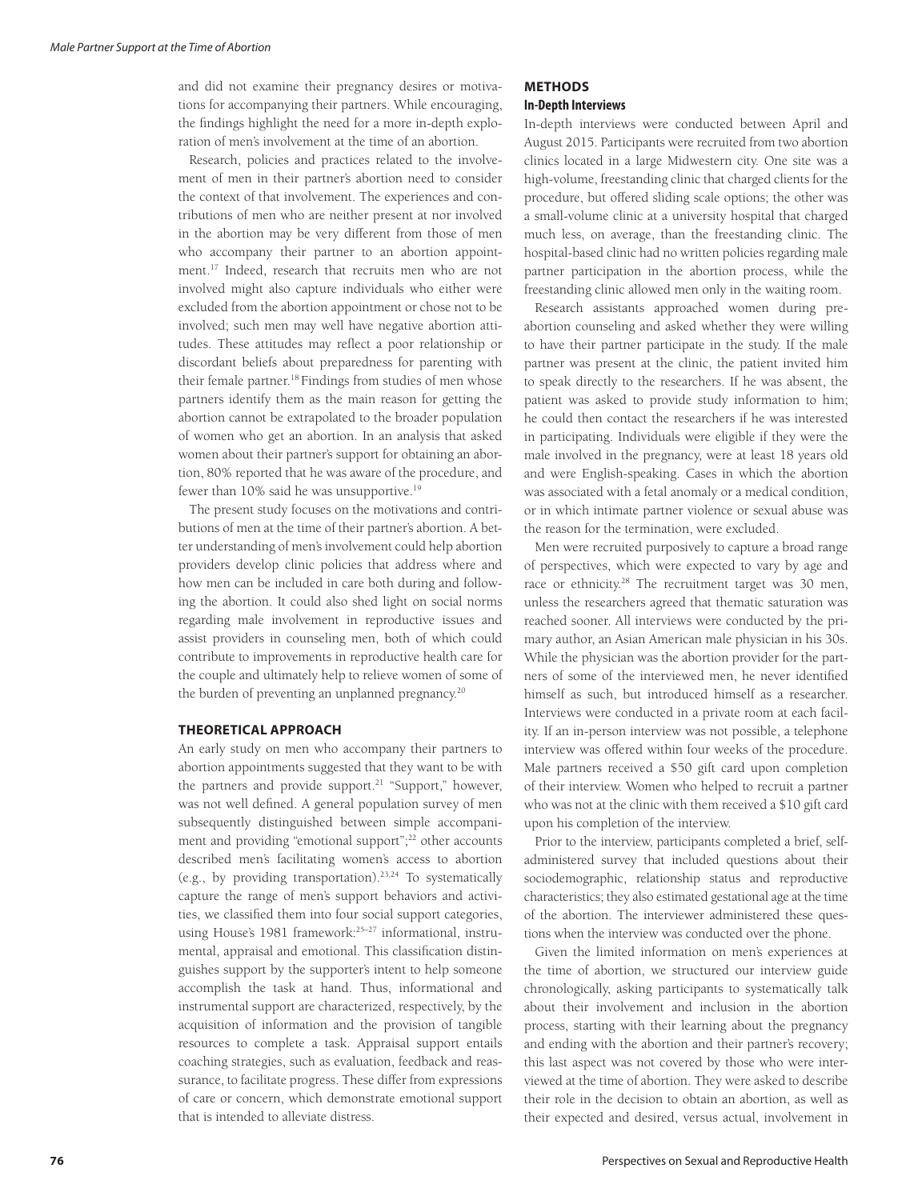and did not examine their pregnancy desires or motivations for accompanying their partners. While encouraging, the findings highlight the need for a more in-depth exploration of men's involvement at the time of an abortion.

Research, policies and practices related to the involvement of men in their partner's abortion need to consider the context of that involvement. The experiences and contributions of men who are neither present at nor involved in the abortion may be very different from those of men who accompany their partner to an abortion appointment.[17] Indeed, research that recruits men who are not involved might also capture individuals who either were excluded from the abortion appointment or chose not to be involved; such men may well have negative abortion attitudes. These attitudes may reflect a poor relationship or discordant beliefs about preparedness for parenting with their female partner.[18] Findings from studies of men whose partners identify them as the main reason for getting the abortion cannot be extrapolated to the broader population of women who get an abortion. In an analysis that asked women about their partner's support for obtaining an abortion, 80% reported that he was aware of the procedure, and fewer than 10% said he was unsupportive.[19]

The present study focuses on the motivations and contributions of men at the time of their partner's abortion. A better understanding of men's involvement could help abortion providers develop clinic policies that address where and how men can be included in care both during and following the abortion. It could also shed light on social norms regarding male involvement in reproductive issues and assist providers in counseling men, both of which could contribute to improvements in reproductive health care for the couple and ultimately help to relieve women of some of the burden of preventing an unplanned pregnancy.[20]

## THEORETICAL APPROACH

An early study on men who accompany their partners to abortion appointments suggested that they want to be with the partners and provide support.[21] "Support," however, was not well defined. A general population survey of men subsequently distinguished between simple accompaniment and providing "emotional support";[22] other accounts described men's facilitating women's access to abortion (e.g., by providing transportation).[23,24] To systematically capture the range of men's support behaviors and activities, we classified them into four social support categories, using House's 1981 framework:[25–27] informational, instrumental, appraisal and emotional. This classification distinguishes support by the supporter's intent to help someone accomplish the task at hand. Thus, informational and instrumental support are characterized, respectively, by the acquisition of information and the provision of tangible resources to complete a task. Appraisal support entails coaching strategies, such as evaluation, feedback and reassurance, to facilitate progress. These differ from expressions of care or concern, which demonstrate emotional support that is intended to alleviate distress.

## METHODS

### In-Depth Interviews

In-depth interviews were conducted between April and August 2015. Participants were recruited from two abortion clinics located in a large Midwestern city. One site was a high-volume, freestanding clinic that charged clients for the procedure, but offered sliding scale options; the other was a small-volume clinic at a university hospital that charged much less, on average, than the freestanding clinic. The hospital-based clinic had no written policies regarding male partner participation in the abortion process, while the freestanding clinic allowed men only in the waiting room.

Research assistants approached women during pre-abortion counseling and asked whether they were willing to have their partner participate in the study. If the male partner was present at the clinic, the patient invited him to speak directly to the researchers. If he was absent, the patient was asked to provide study information to him; he could then contact the researchers if he was interested in participating. Individuals were eligible if they were the male involved in the pregnancy, were at least 18 years old and were English-speaking. Cases in which the abortion was associated with a fetal anomaly or a medical condition, or in which intimate partner violence or sexual abuse was the reason for the termination, were excluded.

Men were recruited purposively to capture a broad range of perspectives, which were expected to vary by age and race or ethnicity.[28] The recruitment target was 30 men, unless the researchers agreed that thematic saturation was reached sooner. All interviews were conducted by the primary author, an Asian American male physician in his 30s. While the physician was the abortion provider for the partners of some of the interviewed men, he never identified himself as such, but introduced himself as a researcher. Interviews were conducted in a private room at each facility. If an in-person interview was not possible, a telephone interview was offered within four weeks of the procedure. Male partners received a $50 gift card upon completion of their interview. Women who helped to recruit a partner who was not at the clinic with them received a $10 gift card upon his completion of the interview.

Prior to the interview, participants completed a brief, self-administered survey that included questions about their sociodemographic, relationship status and reproductive characteristics; they also estimated gestational age at the time of the abortion. The interviewer administered these questions when the interview was conducted over the phone.

Given the limited information on men's experiences at the time of abortion, we structured our interview guide chronologically, asking participants to systematically talk about their involvement and inclusion in the abortion process, starting with their learning about the pregnancy and ending with the abortion and their partner's recovery; this last aspect was not covered by those who were interviewed at the time of abortion. They were asked to describe their role in the decision to obtain an abortion, as well as their expected and desired, versus actual, involvement in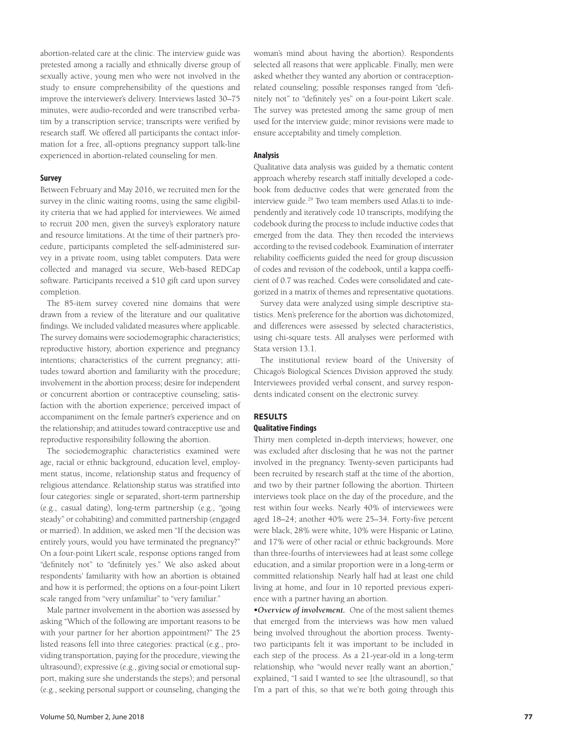abortion-related care at the clinic. The interview guide was pretested among a racially and ethnically diverse group of sexually active, young men who were not involved in the study to ensure comprehensibility of the questions and improve the interviewer's delivery. Interviews lasted 30–75 minutes, were audio-recorded and were transcribed verbatim by a transcription service; transcripts were verified by research staff. We offered all participants the contact information for a free, all-options pregnancy support talk-line experienced in abortion-related counseling for men.

### Survey

Between February and May 2016, we recruited men for the survey in the clinic waiting rooms, using the same eligibility criteria that we had applied for interviewees. We aimed to recruit 200 men, given the survey's exploratory nature and resource limitations. At the time of their partner's procedure, participants completed the self-administered survey in a private room, using tablet computers. Data were collected and managed via secure, Web-based REDCap software. Participants received a $10 gift card upon survey completion.

The 85-item survey covered nine domains that were drawn from a review of the literature and our qualitative findings. We included validated measures where applicable. The survey domains were sociodemographic characteristics; reproductive history, abortion experience and pregnancy intentions; characteristics of the current pregnancy; attitudes toward abortion and familiarity with the procedure; involvement in the abortion process; desire for independent or concurrent abortion or contraceptive counseling; satisfaction with the abortion experience; perceived impact of accompaniment on the female partner's experience and on the relationship; and attitudes toward contraceptive use and reproductive responsibility following the abortion.

The sociodemographic characteristics examined were age, racial or ethnic background, education level, employment status, income, relationship status and frequency of religious attendance. Relationship status was stratified into four categories: single or separated, short-term partnership (e.g., casual dating), long-term partnership (e.g., "going steady" or cohabiting) and committed partnership (engaged or married). In addition, we asked men "If the decision was entirely yours, would you have terminated the pregnancy?" On a four-point Likert scale, response options ranged from "definitely not" to "definitely yes." We also asked about respondents' familiarity with how an abortion is obtained and how it is performed; the options on a four-point Likert scale ranged from "very unfamiliar" to "very familiar."

Male partner involvement in the abortion was assessed by asking "Which of the following are important reasons to be with your partner for her abortion appointment?" The 25 listed reasons fell into three categories: practical (e.g., providing transportation, paying for the procedure, viewing the ultrasound); expressive (e.g., giving social or emotional support, making sure she understands the steps); and personal (e.g., seeking personal support or counseling, changing the woman's mind about having the abortion). Respondents selected all reasons that were applicable. Finally, men were asked whether they wanted any abortion or contraception-related counseling; possible responses ranged from "definitely not" to "definitely yes" on a four-point Likert scale. The survey was pretested among the same group of men used for the interview guide; minor revisions were made to ensure acceptability and timely completion.

### Analysis

Qualitative data analysis was guided by a thematic content approach whereby research staff initially developed a codebook from deductive codes that were generated from the interview guide.[29] Two team members used Atlas.ti to independently and iteratively code 10 transcripts, modifying the codebook during the process to include inductive codes that emerged from the data. They then recoded the interviews according to the revised codebook. Examination of interrater reliability coefficients guided the need for group discussion of codes and revision of the codebook, until a kappa coefficient of 0.7 was reached. Codes were consolidated and categorized in a matrix of themes and representative quotations.

Survey data were analyzed using simple descriptive statistics. Men's preference for the abortion was dichotomized, and differences were assessed by selected characteristics, using chi-square tests. All analyses were performed with Stata version 13.1.

The institutional review board of the University of Chicago's Biological Sciences Division approved the study. Interviewees provided verbal consent, and survey respondents indicated consent on the electronic survey.

## RESULTS

### Qualitative Findings

Thirty men completed in-depth interviews; however, one was excluded after disclosing that he was not the partner involved in the pregnancy. Twenty-seven participants had been recruited by research staff at the time of the abortion, and two by their partner following the abortion. Thirteen interviews took place on the day of the procedure, and the rest within four weeks. Nearly 40% of interviewees were aged 18–24; another 40% were 25–34. Forty-five percent were black, 28% were white, 10% were Hispanic or Latino, and 17% were of other racial or ethnic backgrounds. More than three-fourths of interviewees had at least some college education, and a similar proportion were in a long-term or committed relationship. Nearly half had at least one child living at home, and four in 10 reported previous experience with a partner having an abortion.

***•Overview of involvement.*** One of the most salient themes that emerged from the interviews was how men valued being involved throughout the abortion process. Twenty-two participants felt it was important to be included in each step of the process. As a 21-year-old in a long-term relationship, who "would never really want an abortion," explained, "I said I wanted to see [the ultrasound], so that I'm a part of this, so that we're both going through this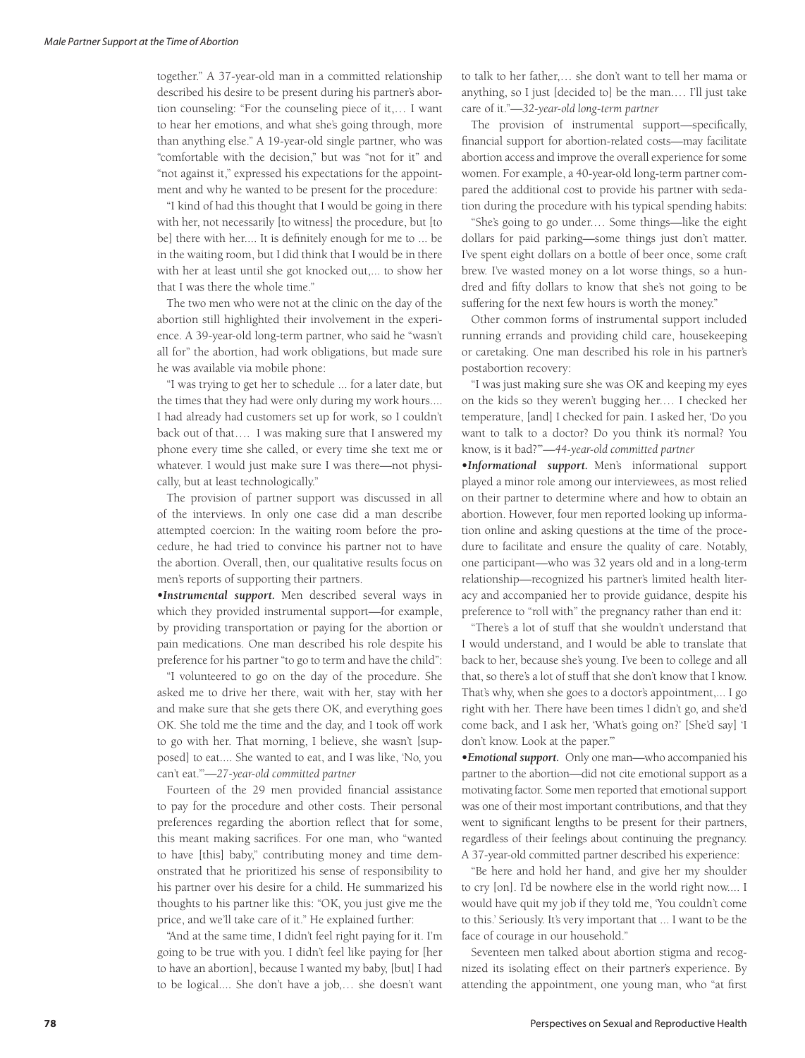together." A 37-year-old man in a committed relationship described his desire to be present during his partner's abortion counseling: "For the counseling piece of it,… I want to hear her emotions, and what she's going through, more than anything else." A 19-year-old single partner, who was "comfortable with the decision," but was "not for it" and "not against it," expressed his expectations for the appointment and why he wanted to be present for the procedure:

"I kind of had this thought that I would be going in there with her, not necessarily [to witness] the procedure, but [to be] there with her.... It is definitely enough for me to ... be in the waiting room, but I did think that I would be in there with her at least until she got knocked out,... to show her that I was there the whole time."

The two men who were not at the clinic on the day of the abortion still highlighted their involvement in the experience. A 39-year-old long-term partner, who said he "wasn't all for" the abortion, had work obligations, but made sure he was available via mobile phone:

"I was trying to get her to schedule ... for a later date, but the times that they had were only during my work hours.... I had already had customers set up for work, so I couldn't back out of that…. I was making sure that I answered my phone every time she called, or every time she text me or whatever. I would just make sure I was there—not physically, but at least technologically."

The provision of partner support was discussed in all of the interviews. In only one case did a man describe attempted coercion: In the waiting room before the procedure, he had tried to convince his partner not to have the abortion. Overall, then, our qualitative results focus on men's reports of supporting their partners.

•***Instrumental support.*** Men described several ways in which they provided instrumental support—for example, by providing transportation or paying for the abortion or pain medications. One man described his role despite his preference for his partner "to go to term and have the child":

"I volunteered to go on the day of the procedure. She asked me to drive her there, wait with her, stay with her and make sure that she gets there OK, and everything goes OK. She told me the time and the day, and I took off work to go with her. That morning, I believe, she wasn't [supposed] to eat.... She wanted to eat, and I was like, 'No, you can't eat.'"—*27-year-old committed partner*

Fourteen of the 29 men provided financial assistance to pay for the procedure and other costs. Their personal preferences regarding the abortion reflect that for some, this meant making sacrifices. For one man, who "wanted to have [this] baby," contributing money and time demonstrated that he prioritized his sense of responsibility to his partner over his desire for a child. He summarized his thoughts to his partner like this: "OK, you just give me the price, and we'll take care of it." He explained further:

"And at the same time, I didn't feel right paying for it. I'm going to be true with you. I didn't feel like paying for [her to have an abortion], because I wanted my baby, [but] I had to be logical.... She don't have a job,… she doesn't want to talk to her father,… she don't want to tell her mama or anything, so I just [decided to] be the man…. I'll just take care of it."—*32-year-old long-term partner*

The provision of instrumental support—specifically, financial support for abortion-related costs—may facilitate abortion access and improve the overall experience for some women. For example, a 40-year-old long-term partner compared the additional cost to provide his partner with sedation during the procedure with his typical spending habits:

"She's going to go under.… Some things—like the eight dollars for paid parking—some things just don't matter. I've spent eight dollars on a bottle of beer once, some craft brew. I've wasted money on a lot worse things, so a hundred and fifty dollars to know that she's not going to be suffering for the next few hours is worth the money."

Other common forms of instrumental support included running errands and providing child care, housekeeping or caretaking. One man described his role in his partner's postabortion recovery:

"I was just making sure she was OK and keeping my eyes on the kids so they weren't bugging her.… I checked her temperature, [and] I checked for pain. I asked her, 'Do you want to talk to a doctor? Do you think it's normal? You know, is it bad?'"—*44-year-old committed partner*

•***Informational support.*** Men's informational support played a minor role among our interviewees, as most relied on their partner to determine where and how to obtain an abortion. However, four men reported looking up information online and asking questions at the time of the procedure to facilitate and ensure the quality of care. Notably, one participant—who was 32 years old and in a long-term relationship—recognized his partner's limited health literacy and accompanied her to provide guidance, despite his preference to "roll with" the pregnancy rather than end it:

"There's a lot of stuff that she wouldn't understand that I would understand, and I would be able to translate that back to her, because she's young. I've been to college and all that, so there's a lot of stuff that she don't know that I know. That's why, when she goes to a doctor's appointment,... I go right with her. There have been times I didn't go, and she'd come back, and I ask her, 'What's going on?' [She'd say] 'I don't know. Look at the paper.'"

•***Emotional support.*** Only one man—who accompanied his partner to the abortion—did not cite emotional support as a motivating factor. Some men reported that emotional support was one of their most important contributions, and that they went to significant lengths to be present for their partners, regardless of their feelings about continuing the pregnancy. A 37-year-old committed partner described his experience:

"Be here and hold her hand, and give her my shoulder to cry [on]. I'd be nowhere else in the world right now.... I would have quit my job if they told me, 'You couldn't come to this.' Seriously. It's very important that ... I want to be the face of courage in our household."

Seventeen men talked about abortion stigma and recognized its isolating effect on their partner's experience. By attending the appointment, one young man, who "at first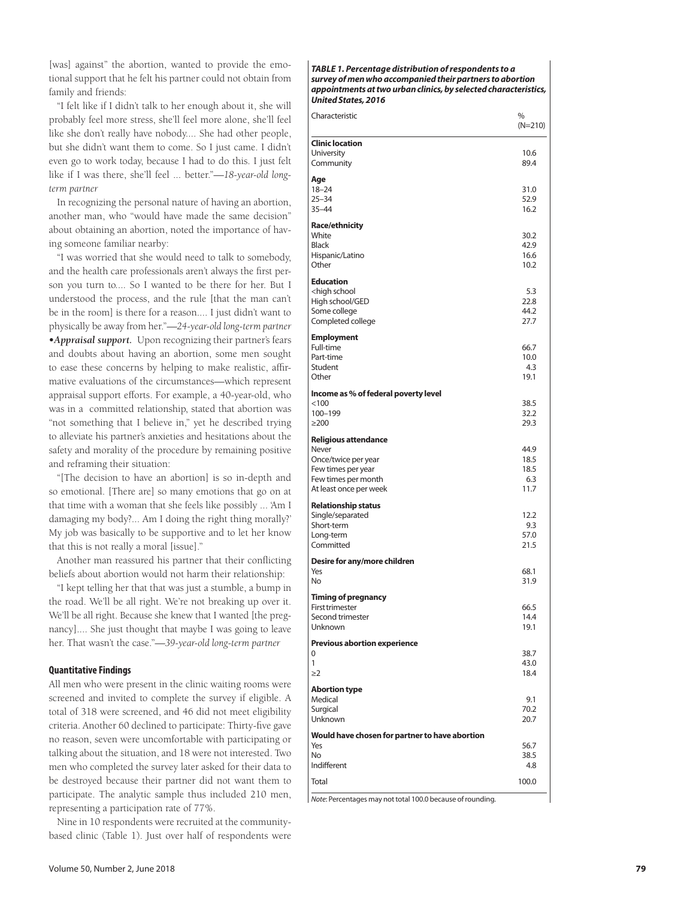[was] against" the abortion, wanted to provide the emotional support that he felt his partner could not obtain from family and friends:

"I felt like if I didn't talk to her enough about it, she will probably feel more stress, she'll feel more alone, she'll feel like she don't really have nobody.... She had other people, but she didn't want them to come. So I just came. I didn't even go to work today, because I had to do this. I just felt like if I was there, she'll feel ... better."—*18-year-old long-term partner*

In recognizing the personal nature of having an abortion, another man, who "would have made the same decision" about obtaining an abortion, noted the importance of having someone familiar nearby:

"I was worried that she would need to talk to somebody, and the health care professionals aren't always the first person you turn to.... So I wanted to be there for her. But I understood the process, and the rule [that the man can't be in the room] is there for a reason.... I just didn't want to physically be away from her."—*24-year-old long-term partner*

•***Appraisal support.*** Upon recognizing their partner's fears and doubts about having an abortion, some men sought to ease these concerns by helping to make realistic, affirmative evaluations of the circumstances—which represent appraisal support efforts. For example, a 40-year-old, who was in a committed relationship, stated that abortion was "not something that I believe in," yet he described trying to alleviate his partner's anxieties and hesitations about the safety and morality of the procedure by remaining positive and reframing their situation:

"[The decision to have an abortion] is so in-depth and so emotional. [There are] so many emotions that go on at that time with a woman that she feels like possibly ... 'Am I damaging my body?... Am I doing the right thing morally?' My job was basically to be supportive and to let her know that this is not really a moral [issue]."

Another man reassured his partner that their conflicting beliefs about abortion would not harm their relationship:

"I kept telling her that that was just a stumble, a bump in the road. We'll be all right. We're not breaking up over it. We'll be all right. Because she knew that I wanted [the pregnancy].... She just thought that maybe I was going to leave her. That wasn't the case."—*39-year-old long-term partner*

### Quantitative Findings

All men who were present in the clinic waiting rooms were screened and invited to complete the survey if eligible. A total of 318 were screened, and 46 did not meet eligibility criteria. Another 60 declined to participate: Thirty-five gave no reason, seven were uncomfortable with participating or talking about the situation, and 18 were not interested. Two men who completed the survey later asked for their data to be destroyed because their partner did not want them to participate. The analytic sample thus included 210 men, representing a participation rate of 77%.

Nine in 10 respondents were recruited at the community-based clinic (Table 1). Just over half of respondents were

***TABLE 1. Percentage distribution of respondents to a survey of men who accompanied their partners to abortion appointments at two urban clinics, by selected characteristics, United States, 2016***

| Characteristic | % (N=210) |
|---|---|
| **Clinic location** | |
| University | 10.6 |
| Community | 89.4 |
| **Age** | |
| 18–24 | 31.0 |
| 25–34 | 52.9 |
| 35–44 | 16.2 |
| **Race/ethnicity** | |
| White | 30.2 |
| Black | 42.9 |
| Hispanic/Latino | 16.6 |
| Other | 10.2 |
| **Education** | |
| <high school | 5.3 |
| High school/GED | 22.8 |
| Some college | 44.2 |
| Completed college | 27.7 |
| **Employment** | |
| Full-time | 66.7 |
| Part-time | 10.0 |
| Student | 4.3 |
| Other | 19.1 |
| **Income as % of federal poverty level** | |
| <100 | 38.5 |
| 100–199 | 32.2 |
| ≥200 | 29.3 |
| **Religious attendance** | |
| Never | 44.9 |
| Once/twice per year | 18.5 |
| Few times per year | 18.5 |
| Few times per month | 6.3 |
| At least once per week | 11.7 |
| **Relationship status** | |
| Single/separated | 12.2 |
| Short-term | 9.3 |
| Long-term | 57.0 |
| Committed | 21.5 |
| **Desire for any/more children** | |
| Yes | 68.1 |
| No | 31.9 |
| **Timing of pregnancy** | |
| First trimester | 66.5 |
| Second trimester | 14.4 |
| Unknown | 19.1 |
| **Previous abortion experience** | |
| 0 | 38.7 |
| 1 | 43.0 |
| ≥2 | 18.4 |
| **Abortion type** | |
| Medical | 9.1 |
| Surgical | 70.2 |
| Unknown | 20.7 |
| **Would have chosen for partner to have abortion** | |
| Yes | 56.7 |
| No | 38.5 |
| Indifferent | 4.8 |
| Total | 100.0 |

*Note:* Percentages may not total 100.0 because of rounding.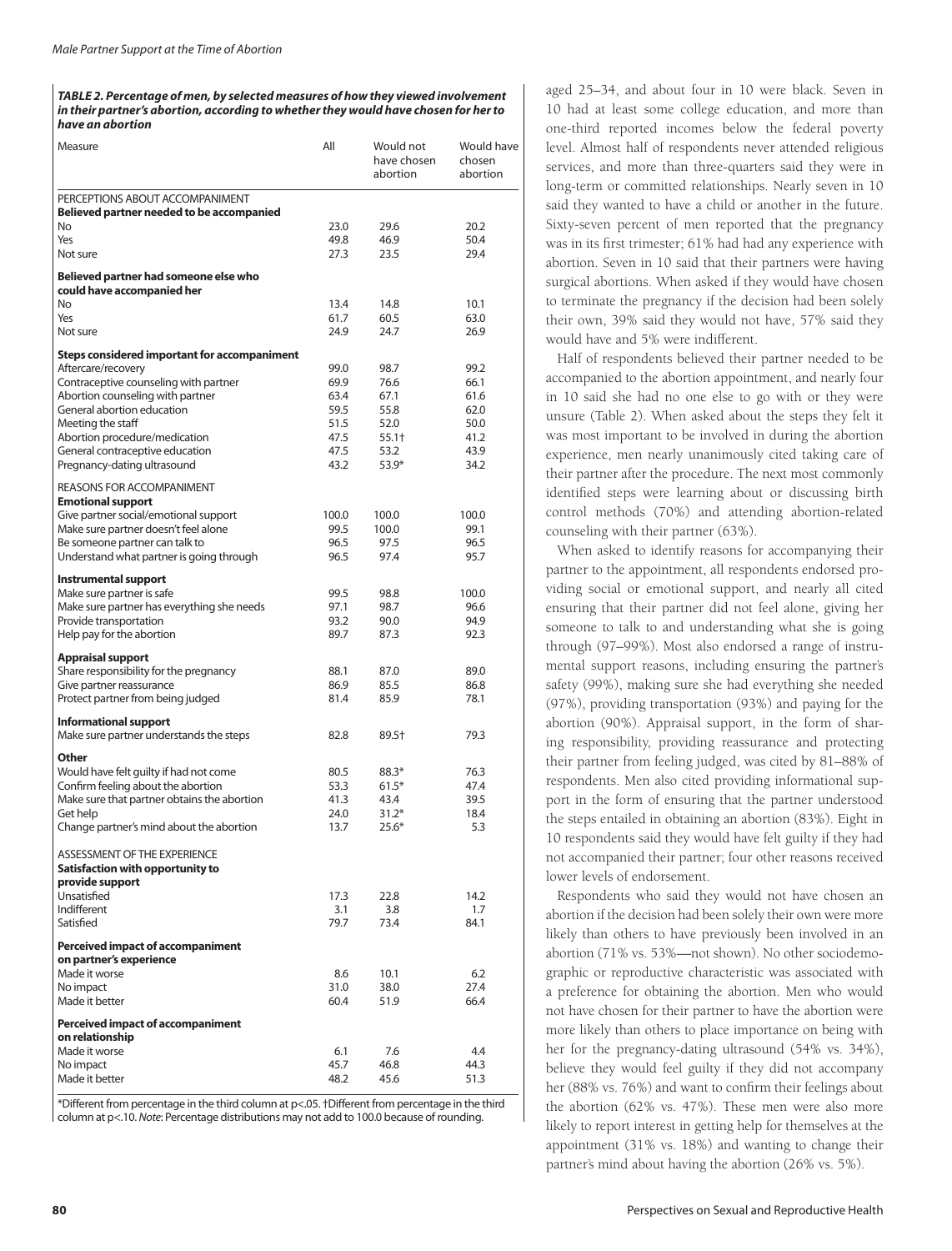***TABLE 2. Percentage of men, by selected measures of how they viewed involvement in their partner's abortion, according to whether they would have chosen for her to have an abortion***

| Measure | All | Would not have chosen abortion | Would have chosen abortion |
|---|---|---|---|
| PERCEPTIONS ABOUT ACCOMPANIMENT | | | |
| **Believed partner needed to be accompanied** | | | |
| No | 23.0 | 29.6 | 20.2 |
| Yes | 49.8 | 46.9 | 50.4 |
| Not sure | 27.3 | 23.5 | 29.4 |
| **Believed partner had someone else who could have accompanied her** | | | |
| No | 13.4 | 14.8 | 10.1 |
| Yes | 61.7 | 60.5 | 63.0 |
| Not sure | 24.9 | 24.7 | 26.9 |
| **Steps considered important for accompaniment** | | | |
| Aftercare/recovery | 99.0 | 98.7 | 99.2 |
| Contraceptive counseling with partner | 69.9 | 76.6 | 66.1 |
| Abortion counseling with partner | 63.4 | 67.1 | 61.6 |
| General abortion education | 59.5 | 55.8 | 62.0 |
| Meeting the staff | 51.5 | 52.0 | 50.0 |
| Abortion procedure/medication | 47.5 | 55.1† | 41.2 |
| General contraceptive education | 47.5 | 53.2 | 43.9 |
| Pregnancy-dating ultrasound | 43.2 | 53.9* | 34.2 |
| REASONS FOR ACCOMPANIMENT | | | |
| **Emotional support** | | | |
| Give partner social/emotional support | 100.0 | 100.0 | 100.0 |
| Make sure partner doesn't feel alone | 99.5 | 100.0 | 99.1 |
| Be someone partner can talk to | 96.5 | 97.5 | 96.5 |
| Understand what partner is going through | 96.5 | 97.4 | 95.7 |
| **Instrumental support** | | | |
| Make sure partner is safe | 99.5 | 98.8 | 100.0 |
| Make sure partner has everything she needs | 97.1 | 98.7 | 96.6 |
| Provide transportation | 93.2 | 90.0 | 94.9 |
| Help pay for the abortion | 89.7 | 87.3 | 92.3 |
| **Appraisal support** | | | |
| Share responsibility for the pregnancy | 88.1 | 87.0 | 89.0 |
| Give partner reassurance | 86.9 | 85.5 | 86.8 |
| Protect partner from being judged | 81.4 | 85.9 | 78.1 |
| **Informational support** | | | |
| Make sure partner understands the steps | 82.8 | 89.5† | 79.3 |
| **Other** | | | |
| Would have felt guilty if had not come | 80.5 | 88.3* | 76.3 |
| Confirm feeling about the abortion | 53.3 | 61.5* | 47.4 |
| Make sure that partner obtains the abortion | 41.3 | 43.4 | 39.5 |
| Get help | 24.0 | 31.2* | 18.4 |
| Change partner's mind about the abortion | 13.7 | 25.6* | 5.3 |
| ASSESSMENT OF THE EXPERIENCE | | | |
| **Satisfaction with opportunity to provide support** | | | |
| Unsatisfied | 17.3 | 22.8 | 14.2 |
| Indifferent | 3.1 | 3.8 | 1.7 |
| Satisfied | 79.7 | 73.4 | 84.1 |
| **Perceived impact of accompaniment on partner's experience** | | | |
| Made it worse | 8.6 | 10.1 | 6.2 |
| No impact | 31.0 | 38.0 | 27.4 |
| Made it better | 60.4 | 51.9 | 66.4 |
| **Perceived impact of accompaniment on relationship** | | | |
| Made it worse | 6.1 | 7.6 | 4.4 |
| No impact | 45.7 | 46.8 | 44.3 |
| Made it better | 48.2 | 45.6 | 51.3 |

*Different from percentage in the third column at p<.05. †Different from percentage in the third column at p<.10. *Note*: Percentage distributions may not add to 100.0 because of rounding.

aged 25–34, and about four in 10 were black. Seven in 10 had at least some college education, and more than one-third reported incomes below the federal poverty level. Almost half of respondents never attended religious services, and more than three-quarters said they were in long-term or committed relationships. Nearly seven in 10 said they wanted to have a child or another in the future. Sixty-seven percent of men reported that the pregnancy was in its first trimester; 61% had had any experience with abortion. Seven in 10 said that their partners were having surgical abortions. When asked if they would have chosen to terminate the pregnancy if the decision had been solely their own, 39% said they would not have, 57% said they would have and 5% were indifferent.

Half of respondents believed their partner needed to be accompanied to the abortion appointment, and nearly four in 10 said she had no one else to go with or they were unsure (Table 2). When asked about the steps they felt it was most important to be involved in during the abortion experience, men nearly unanimously cited taking care of their partner after the procedure. The next most commonly identified steps were learning about or discussing birth control methods (70%) and attending abortion-related counseling with their partner (63%).

When asked to identify reasons for accompanying their partner to the appointment, all respondents endorsed providing social or emotional support, and nearly all cited ensuring that their partner did not feel alone, giving her someone to talk to and understanding what she is going through (97–99%). Most also endorsed a range of instrumental support reasons, including ensuring the partner's safety (99%), making sure she had everything she needed (97%), providing transportation (93%) and paying for the abortion (90%). Appraisal support, in the form of sharing responsibility, providing reassurance and protecting their partner from feeling judged, was cited by 81–88% of respondents. Men also cited providing informational support in the form of ensuring that the partner understood the steps entailed in obtaining an abortion (83%). Eight in 10 respondents said they would have felt guilty if they had not accompanied their partner; four other reasons received lower levels of endorsement.

Respondents who said they would not have chosen an abortion if the decision had been solely their own were more likely than others to have previously been involved in an abortion (71% vs. 53%—not shown). No other sociodemographic or reproductive characteristic was associated with a preference for obtaining the abortion. Men who would not have chosen for their partner to have the abortion were more likely than others to place importance on being with her for the pregnancy-dating ultrasound (54% vs. 34%), believe they would feel guilty if they did not accompany her (88% vs. 76%) and want to confirm their feelings about the abortion (62% vs. 47%). These men were also more likely to report interest in getting help for themselves at the appointment (31% vs. 18%) and wanting to change their partner's mind about having the abortion (26% vs. 5%).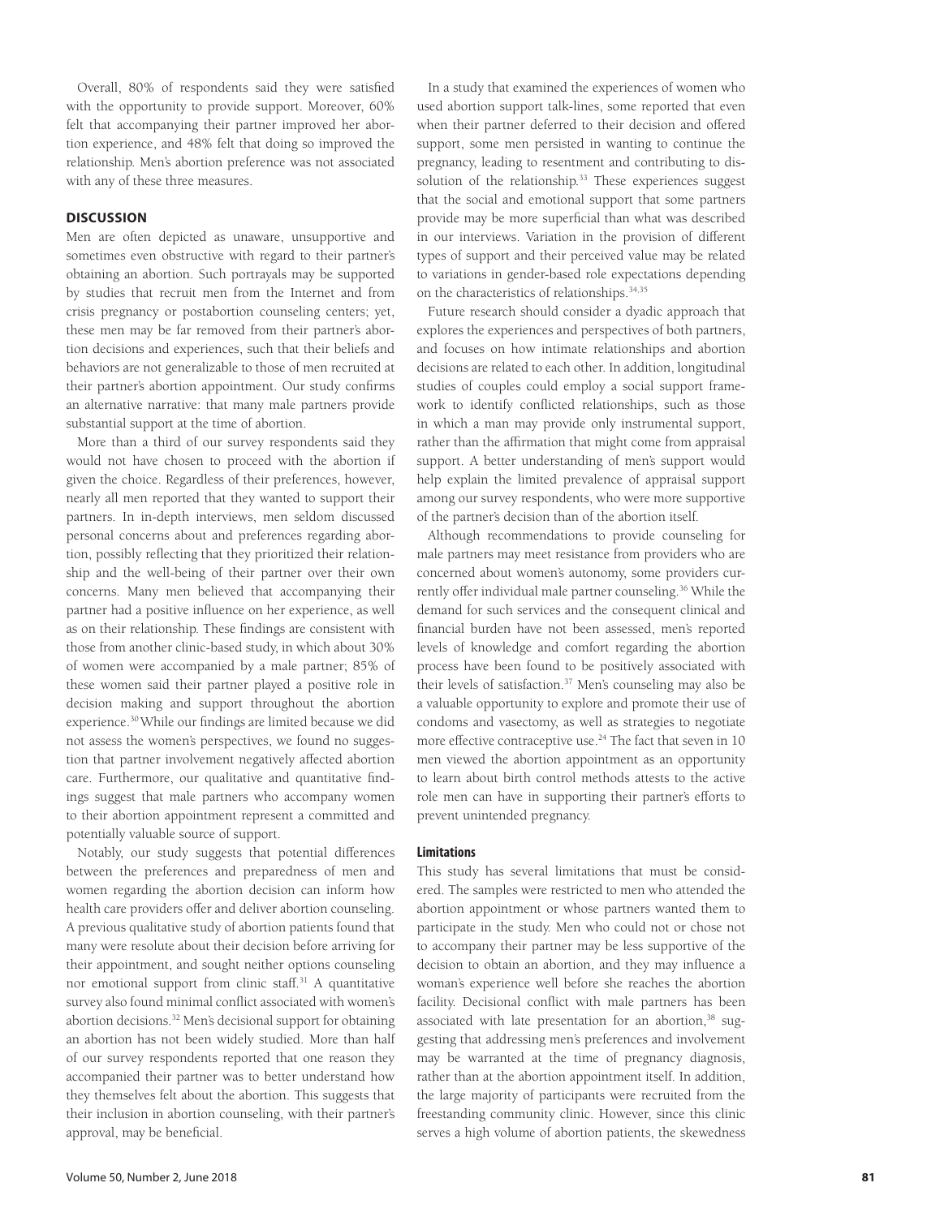Overall, 80% of respondents said they were satisfied with the opportunity to provide support. Moreover, 60% felt that accompanying their partner improved her abortion experience, and 48% felt that doing so improved the relationship. Men's abortion preference was not associated with any of these three measures.

## DISCUSSION

Men are often depicted as unaware, unsupportive and sometimes even obstructive with regard to their partner's obtaining an abortion. Such portrayals may be supported by studies that recruit men from the Internet and from crisis pregnancy or postabortion counseling centers; yet, these men may be far removed from their partner's abortion decisions and experiences, such that their beliefs and behaviors are not generalizable to those of men recruited at their partner's abortion appointment. Our study confirms an alternative narrative: that many male partners provide substantial support at the time of abortion.

More than a third of our survey respondents said they would not have chosen to proceed with the abortion if given the choice. Regardless of their preferences, however, nearly all men reported that they wanted to support their partners. In in-depth interviews, men seldom discussed personal concerns about and preferences regarding abortion, possibly reflecting that they prioritized their relationship and the well-being of their partner over their own concerns. Many men believed that accompanying their partner had a positive influence on her experience, as well as on their relationship. These findings are consistent with those from another clinic-based study, in which about 30% of women were accompanied by a male partner; 85% of these women said their partner played a positive role in decision making and support throughout the abortion experience.[30] While our findings are limited because we did not assess the women's perspectives, we found no suggestion that partner involvement negatively affected abortion care. Furthermore, our qualitative and quantitative findings suggest that male partners who accompany women to their abortion appointment represent a committed and potentially valuable source of support.

Notably, our study suggests that potential differences between the preferences and preparedness of men and women regarding the abortion decision can inform how health care providers offer and deliver abortion counseling. A previous qualitative study of abortion patients found that many were resolute about their decision before arriving for their appointment, and sought neither options counseling nor emotional support from clinic staff.[31] A quantitative survey also found minimal conflict associated with women's abortion decisions.[32] Men's decisional support for obtaining an abortion has not been widely studied. More than half of our survey respondents reported that one reason they accompanied their partner was to better understand how they themselves felt about the abortion. This suggests that their inclusion in abortion counseling, with their partner's approval, may be beneficial.

In a study that examined the experiences of women who used abortion support talk-lines, some reported that even when their partner deferred to their decision and offered support, some men persisted in wanting to continue the pregnancy, leading to resentment and contributing to dissolution of the relationship.[33] These experiences suggest that the social and emotional support that some partners provide may be more superficial than what was described in our interviews. Variation in the provision of different types of support and their perceived value may be related to variations in gender-based role expectations depending on the characteristics of relationships.[34,35]

Future research should consider a dyadic approach that explores the experiences and perspectives of both partners, and focuses on how intimate relationships and abortion decisions are related to each other. In addition, longitudinal studies of couples could employ a social support framework to identify conflicted relationships, such as those in which a man may provide only instrumental support, rather than the affirmation that might come from appraisal support. A better understanding of men's support would help explain the limited prevalence of appraisal support among our survey respondents, who were more supportive of the partner's decision than of the abortion itself.

Although recommendations to provide counseling for male partners may meet resistance from providers who are concerned about women's autonomy, some providers currently offer individual male partner counseling.[36] While the demand for such services and the consequent clinical and financial burden have not been assessed, men's reported levels of knowledge and comfort regarding the abortion process have been found to be positively associated with their levels of satisfaction.[37] Men's counseling may also be a valuable opportunity to explore and promote their use of condoms and vasectomy, as well as strategies to negotiate more effective contraceptive use.[24] The fact that seven in 10 men viewed the abortion appointment as an opportunity to learn about birth control methods attests to the active role men can have in supporting their partner's efforts to prevent unintended pregnancy.

### Limitations

This study has several limitations that must be considered. The samples were restricted to men who attended the abortion appointment or whose partners wanted them to participate in the study. Men who could not or chose not to accompany their partner may be less supportive of the decision to obtain an abortion, and they may influence a woman's experience well before she reaches the abortion facility. Decisional conflict with male partners has been associated with late presentation for an abortion,[38] suggesting that addressing men's preferences and involvement may be warranted at the time of pregnancy diagnosis, rather than at the abortion appointment itself. In addition, the large majority of participants were recruited from the freestanding community clinic. However, since this clinic serves a high volume of abortion patients, the skewedness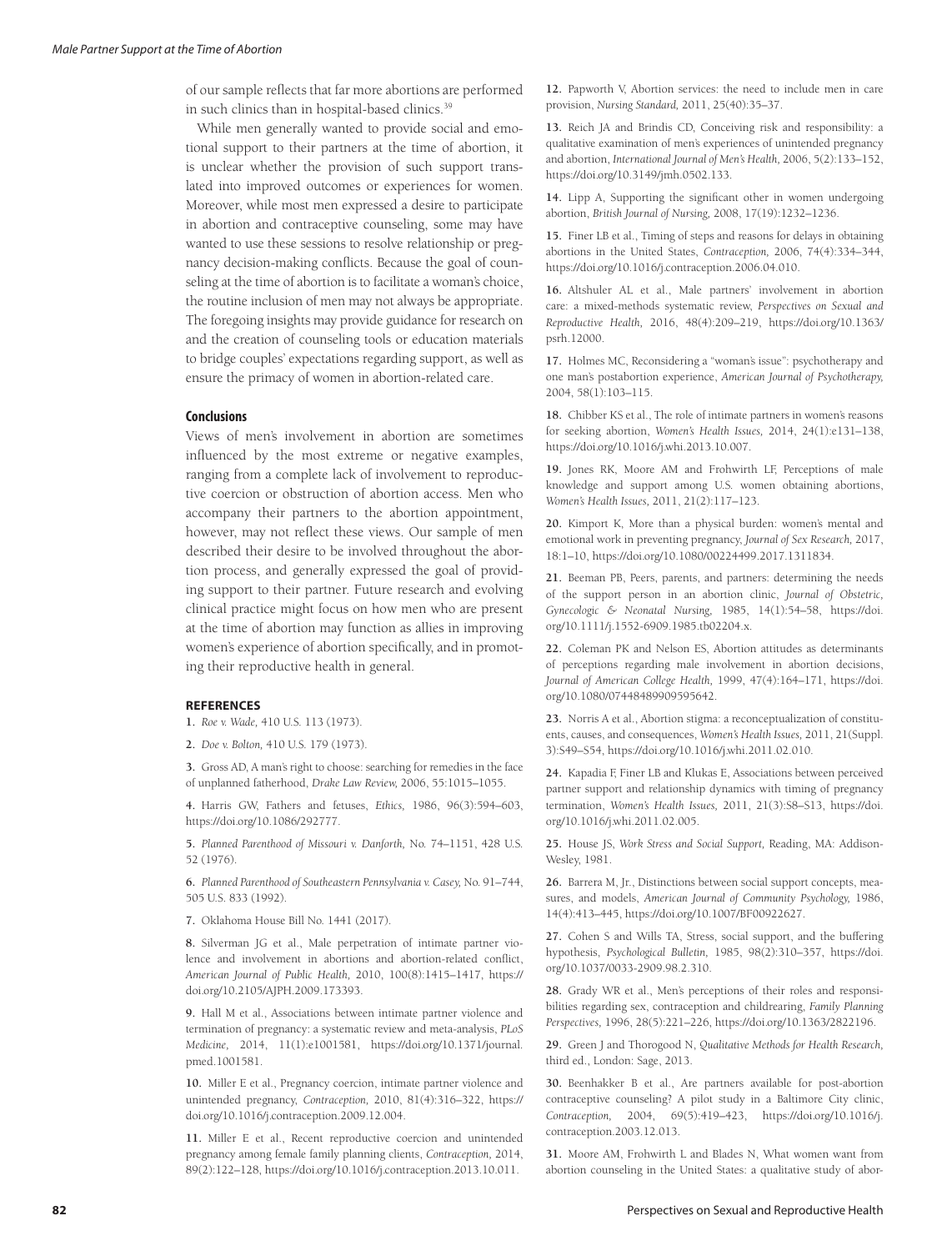of our sample reflects that far more abortions are performed in such clinics than in hospital-based clinics.[39]

While men generally wanted to provide social and emotional support to their partners at the time of abortion, it is unclear whether the provision of such support translated into improved outcomes or experiences for women. Moreover, while most men expressed a desire to participate in abortion and contraceptive counseling, some may have wanted to use these sessions to resolve relationship or pregnancy decision-making conflicts. Because the goal of counseling at the time of abortion is to facilitate a woman's choice, the routine inclusion of men may not always be appropriate. The foregoing insights may provide guidance for research on and the creation of counseling tools or education materials to bridge couples' expectations regarding support, as well as ensure the primacy of women in abortion-related care.

### Conclusions

Views of men's involvement in abortion are sometimes influenced by the most extreme or negative examples, ranging from a complete lack of involvement to reproductive coercion or obstruction of abortion access. Men who accompany their partners to the abortion appointment, however, may not reflect these views. Our sample of men described their desire to be involved throughout the abortion process, and generally expressed the goal of providing support to their partner. Future research and evolving clinical practice might focus on how men who are present at the time of abortion may function as allies in improving women's experience of abortion specifically, and in promoting their reproductive health in general.

## REFERENCES

**1.** *Roe v. Wade,* 410 U.S. 113 (1973).

**2.** *Doe v. Bolton,* 410 U.S. 179 (1973).

**3.** Gross AD, A man's right to choose: searching for remedies in the face of unplanned fatherhood, *Drake Law Review,* 2006, 55:1015–1055.

**4.** Harris GW, Fathers and fetuses, *Ethics,* 1986, 96(3):594–603, https://doi.org/10.1086/292777.

**5.** *Planned Parenthood of Missouri v. Danforth,* No. 74–1151, 428 U.S. 52 (1976).

**6.** *Planned Parenthood of Southeastern Pennsylvania v. Casey,* No. 91–744, 505 U.S. 833 (1992).

**7.** Oklahoma House Bill No. 1441 (2017).

**8.** Silverman JG et al., Male perpetration of intimate partner violence and involvement in abortions and abortion-related conflict, *American Journal of Public Health,* 2010, 100(8):1415–1417, https://doi.org/10.2105/AJPH.2009.173393.

**9.** Hall M et al., Associations between intimate partner violence and termination of pregnancy: a systematic review and meta-analysis, *PLoS Medicine,* 2014, 11(1):e1001581, https://doi.org/10.1371/journal.pmed.1001581.

**10.** Miller E et al., Pregnancy coercion, intimate partner violence and unintended pregnancy, *Contraception,* 2010, 81(4):316–322, https://doi.org/10.1016/j.contraception.2009.12.004.

**11.** Miller E et al., Recent reproductive coercion and unintended pregnancy among female family planning clients, *Contraception,* 2014, 89(2):122–128, https://doi.org/10.1016/j.contraception.2013.10.011.

**12.** Papworth V, Abortion services: the need to include men in care provision, *Nursing Standard,* 2011, 25(40):35–37.

**13.** Reich JA and Brindis CD, Conceiving risk and responsibility: a qualitative examination of men's experiences of unintended pregnancy and abortion, *International Journal of Men's Health,* 2006, 5(2):133–152, https://doi.org/10.3149/jmh.0502.133.

**14.** Lipp A, Supporting the significant other in women undergoing abortion, *British Journal of Nursing,* 2008, 17(19):1232–1236.

**15.** Finer LB et al., Timing of steps and reasons for delays in obtaining abortions in the United States, *Contraception,* 2006, 74(4):334–344, https://doi.org/10.1016/j.contraception.2006.04.010.

**16.** Altshuler AL et al., Male partners' involvement in abortion care: a mixed-methods systematic review, *Perspectives on Sexual and Reproductive Health,* 2016, 48(4):209–219, https://doi.org/10.1363/psrh.12000.

**17.** Holmes MC, Reconsidering a "woman's issue": psychotherapy and one man's postabortion experience, *American Journal of Psychotherapy,* 2004, 58(1):103–115.

**18.** Chibber KS et al., The role of intimate partners in women's reasons for seeking abortion, *Women's Health Issues,* 2014, 24(1):e131–138, https://doi.org/10.1016/j.whi.2013.10.007.

**19.** Jones RK, Moore AM and Frohwirth LF, Perceptions of male knowledge and support among U.S. women obtaining abortions, *Women's Health Issues,* 2011, 21(2):117–123.

**20.** Kimport K, More than a physical burden: women's mental and emotional work in preventing pregnancy, *Journal of Sex Research,* 2017, 18:1–10, https://doi.org/10.1080/00224499.2017.1311834.

**21.** Beeman PB, Peers, parents, and partners: determining the needs of the support person in an abortion clinic, *Journal of Obstetric, Gynecologic & Neonatal Nursing,* 1985, 14(1):54–58, https://doi.org/10.1111/j.1552-6909.1985.tb02204.x.

**22.** Coleman PK and Nelson ES, Abortion attitudes as determinants of perceptions regarding male involvement in abortion decisions, *Journal of American College Health,* 1999, 47(4):164–171, https://doi.org/10.1080/07448489909595642.

**23.** Norris A et al., Abortion stigma: a reconceptualization of constituents, causes, and consequences, *Women's Health Issues,* 2011, 21(Suppl. 3):S49–S54, https://doi.org/10.1016/j.whi.2011.02.010.

**24.** Kapadia F, Finer LB and Klukas E, Associations between perceived partner support and relationship dynamics with timing of pregnancy termination, *Women's Health Issues,* 2011, 21(3):S8–S13, https://doi.org/10.1016/j.whi.2011.02.005.

**25.** House JS, *Work Stress and Social Support,* Reading, MA: Addison-Wesley, 1981.

**26.** Barrera M, Jr., Distinctions between social support concepts, measures, and models, *American Journal of Community Psychology,* 1986, 14(4):413–445, https://doi.org/10.1007/BF00922627.

**27.** Cohen S and Wills TA, Stress, social support, and the buffering hypothesis, *Psychological Bulletin,* 1985, 98(2):310–357, https://doi.org/10.1037/0033-2909.98.2.310.

**28.** Grady WR et al., Men's perceptions of their roles and responsibilities regarding sex, contraception and childrearing, *Family Planning Perspectives,* 1996, 28(5):221–226, https://doi.org/10.1363/2822196.

**29.** Green J and Thorogood N, *Qualitative Methods for Health Research,* third ed., London: Sage, 2013.

**30.** Beenhakker B et al., Are partners available for post-abortion contraceptive counseling? A pilot study in a Baltimore City clinic, *Contraception,* 2004, 69(5):419–423, https://doi.org/10.1016/j.contraception.2003.12.013.

**31.** Moore AM, Frohwirth L and Blades N, What women want from abortion counseling in the United States: a qualitative study of abor-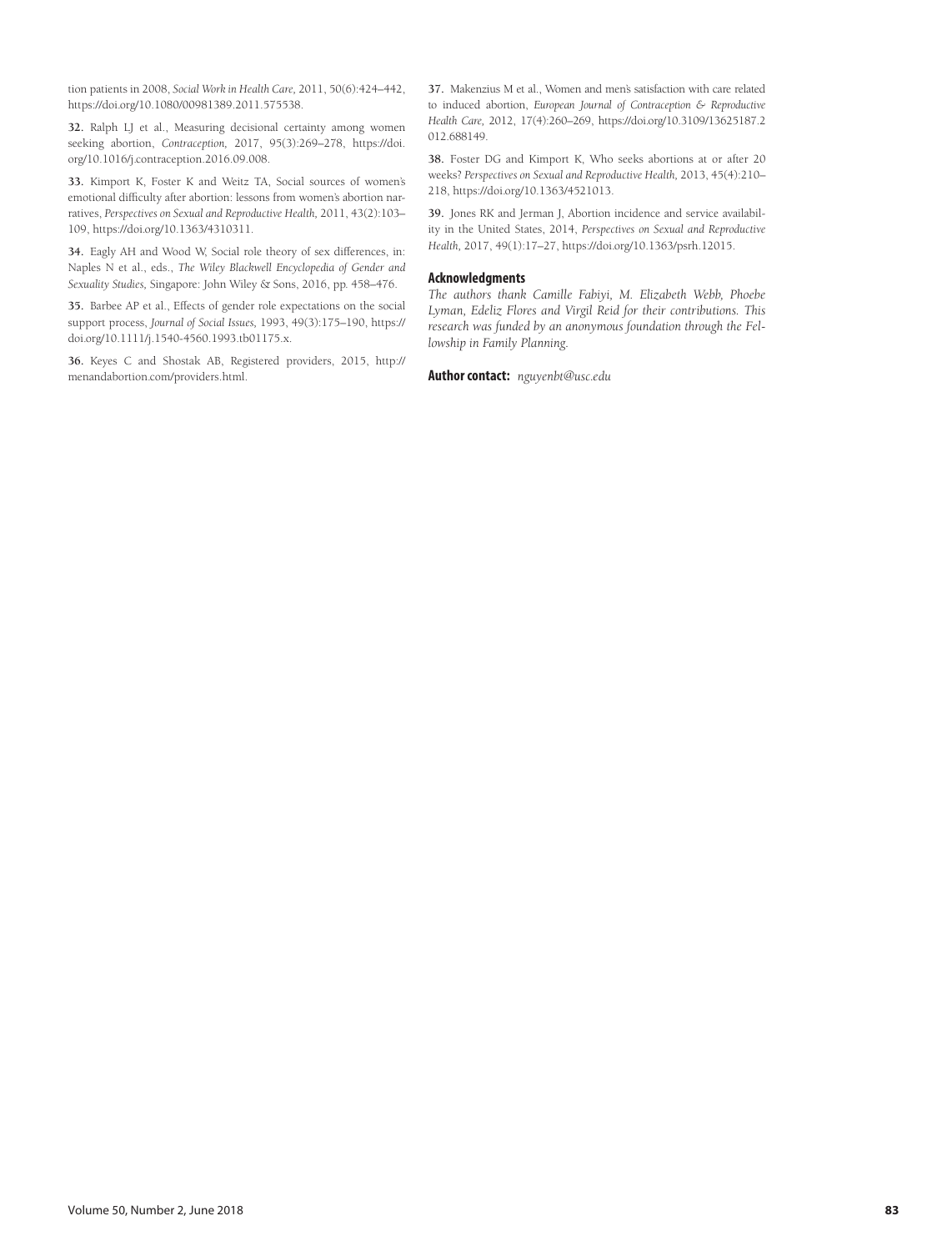tion patients in 2008, *Social Work in Health Care,* 2011, 50(6):424–442, https://doi.org/10.1080/00981389.2011.575538.

**32.** Ralph LJ et al., Measuring decisional certainty among women seeking abortion, *Contraception,* 2017, 95(3):269–278, https://doi.org/10.1016/j.contraception.2016.09.008.

**33.** Kimport K, Foster K and Weitz TA, Social sources of women's emotional difficulty after abortion: lessons from women's abortion narratives, *Perspectives on Sexual and Reproductive Health,* 2011, 43(2):103–109, https://doi.org/10.1363/4310311.

**34.** Eagly AH and Wood W, Social role theory of sex differences, in: Naples N et al., eds., *The Wiley Blackwell Encyclopedia of Gender and Sexuality Studies,* Singapore: John Wiley & Sons, 2016, pp. 458–476.

**35.** Barbee AP et al., Effects of gender role expectations on the social support process, *Journal of Social Issues,* 1993, 49(3):175–190, https://doi.org/10.1111/j.1540-4560.1993.tb01175.x.

**36.** Keyes C and Shostak AB, Registered providers, 2015, http://menandabortion.com/providers.html.

**37.** Makenzius M et al., Women and men's satisfaction with care related to induced abortion, *European Journal of Contraception & Reproductive Health Care,* 2012, 17(4):260–269, https://doi.org/10.3109/13625187.2012.688149.

**38.** Foster DG and Kimport K, Who seeks abortions at or after 20 weeks? *Perspectives on Sexual and Reproductive Health,* 2013, 45(4):210–218, https://doi.org/10.1363/4521013.

**39.** Jones RK and Jerman J, Abortion incidence and service availability in the United States, 2014, *Perspectives on Sexual and Reproductive Health,* 2017, 49(1):17–27, https://doi.org/10.1363/psrh.12015.

### Acknowledgments

*The authors thank Camille Fabiyi, M. Elizabeth Webb, Phoebe Lyman, Edeliz Flores and Virgil Reid for their contributions. This research was funded by an anonymous foundation through the Fellowship in Family Planning.*

**Author contact:** *nguyenbt@usc.edu*